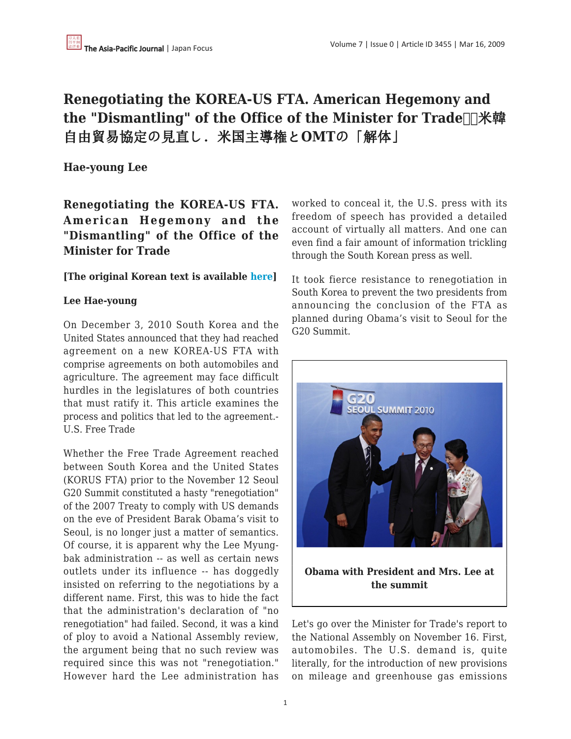# Renegotiating the KOREA-US FTA. American Hegemony and the "Dismantling" of the Office of the Minister for Trade　米韓自由貿易協定の見直し．米国主導権とOMTの「解体」

**Hae-young Lee**

## Renegotiating the KOREA-US FTA. American Hegemony and the "Dismantling" of the Office of the Minister for Trade

**[The original Korean text is available here]**

**Lee Hae-young**

On December 3, 2010 South Korea and the United States announced that they had reached agreement on a new KOREA-US FTA with comprise agreements on both automobiles and agriculture. The agreement may face difficult hurdles in the legislatures of both countries that must ratify it. This article examines the process and politics that led to the agreement.-U.S. Free Trade

Whether the Free Trade Agreement reached between South Korea and the United States (KORUS FTA) prior to the November 12 Seoul G20 Summit constituted a hasty "renegotiation" of the 2007 Treaty to comply with US demands on the eve of President Barak Obama's visit to Seoul, is no longer just a matter of semantics. Of course, it is apparent why the Lee Myung-bak administration -- as well as certain news outlets under its influence -- has doggedly insisted on referring to the negotiations by a different name. First, this was to hide the fact that the administration's declaration of "no renegotiation" had failed. Second, it was a kind of ploy to avoid a National Assembly review, the argument being that no such review was required since this was not "renegotiation." However hard the Lee administration has worked to conceal it, the U.S. press with its freedom of speech has provided a detailed account of virtually all matters. And one can even find a fair amount of information trickling through the South Korean press as well.

It took fierce resistance to renegotiation in South Korea to prevent the two presidents from announcing the conclusion of the FTA as planned during Obama's visit to Seoul for the G20 Summit.

**Obama with President and Mrs. Lee at the summit**

Let's go over the Minister for Trade's report to the National Assembly on November 16. First, automobiles. The U.S. demand is, quite literally, for the introduction of new provisions on mileage and greenhouse gas emissions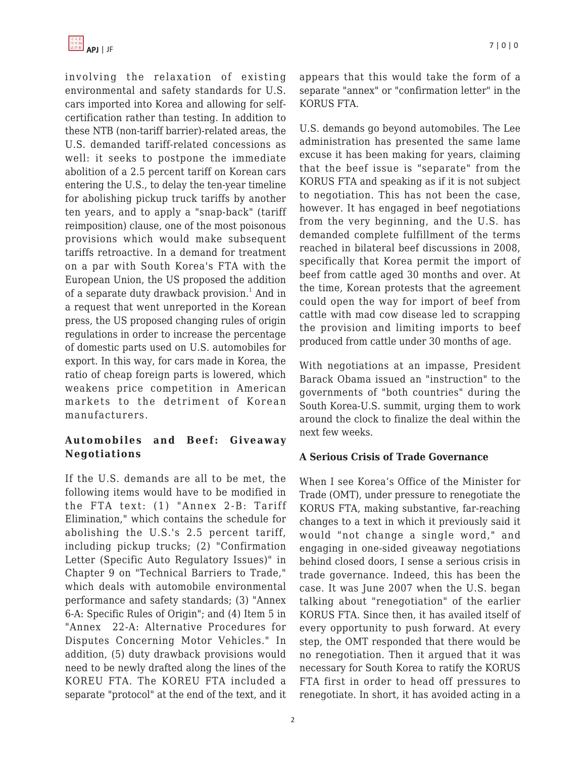involving the relaxation of existing environmental and safety standards for U.S. cars imported into Korea and allowing for self-certification rather than testing. In addition to these NTB (non-tariff barrier)-related areas, the U.S. demanded tariff-related concessions as well: it seeks to postpone the immediate abolition of a 2.5 percent tariff on Korean cars entering the U.S., to delay the ten-year timeline for abolishing pickup truck tariffs by another ten years, and to apply a "snap-back" (tariff reimposition) clause, one of the most poisonous provisions which would make subsequent tariffs retroactive. In a demand for treatment on a par with South Korea's FTA with the European Union, the US proposed the addition of a separate duty drawback provision.[1] And in a request that went unreported in the Korean press, the US proposed changing rules of origin regulations in order to increase the percentage of domestic parts used on U.S. automobiles for export. In this way, for cars made in Korea, the ratio of cheap foreign parts is lowered, which weakens price competition in American markets to the detriment of Korean manufacturers.

## Automobiles and Beef: Giveaway Negotiations

If the U.S. demands are all to be met, the following items would have to be modified in the FTA text: (1) "Annex 2-B: Tariff Elimination," which contains the schedule for abolishing the U.S.'s 2.5 percent tariff, including pickup trucks; (2) "Confirmation Letter (Specific Auto Regulatory Issues)" in Chapter 9 on "Technical Barriers to Trade," which deals with automobile environmental performance and safety standards; (3) "Annex 6-A: Specific Rules of Origin"; and (4) Item 5 in "Annex 22-A: Alternative Procedures for Disputes Concerning Motor Vehicles." In addition, (5) duty drawback provisions would need to be newly drafted along the lines of the KOREU FTA. The KOREU FTA included a separate "protocol" at the end of the text, and it appears that this would take the form of a separate "annex" or "confirmation letter" in the KORUS FTA.

U.S. demands go beyond automobiles. The Lee administration has presented the same lame excuse it has been making for years, claiming that the beef issue is "separate" from the KORUS FTA and speaking as if it is not subject to negotiation. This has not been the case, however. It has engaged in beef negotiations from the very beginning, and the U.S. has demanded complete fulfillment of the terms reached in bilateral beef discussions in 2008, specifically that Korea permit the import of beef from cattle aged 30 months and over. At the time, Korean protests that the agreement could open the way for import of beef from cattle with mad cow disease led to scrapping the provision and limiting imports to beef produced from cattle under 30 months of age.

With negotiations at an impasse, President Barack Obama issued an "instruction" to the governments of "both countries" during the South Korea-U.S. summit, urging them to work around the clock to finalize the deal within the next few weeks.

## A Serious Crisis of Trade Governance

When I see Korea's Office of the Minister for Trade (OMT), under pressure to renegotiate the KORUS FTA, making substantive, far-reaching changes to a text in which it previously said it would "not change a single word," and engaging in one-sided giveaway negotiations behind closed doors, I sense a serious crisis in trade governance. Indeed, this has been the case. It was June 2007 when the U.S. began talking about "renegotiation" of the earlier KORUS FTA. Since then, it has availed itself of every opportunity to push forward. At every step, the OMT responded that there would be no renegotiation. Then it argued that it was necessary for South Korea to ratify the KORUS FTA first in order to head off pressures to renegotiate. In short, it has avoided acting in a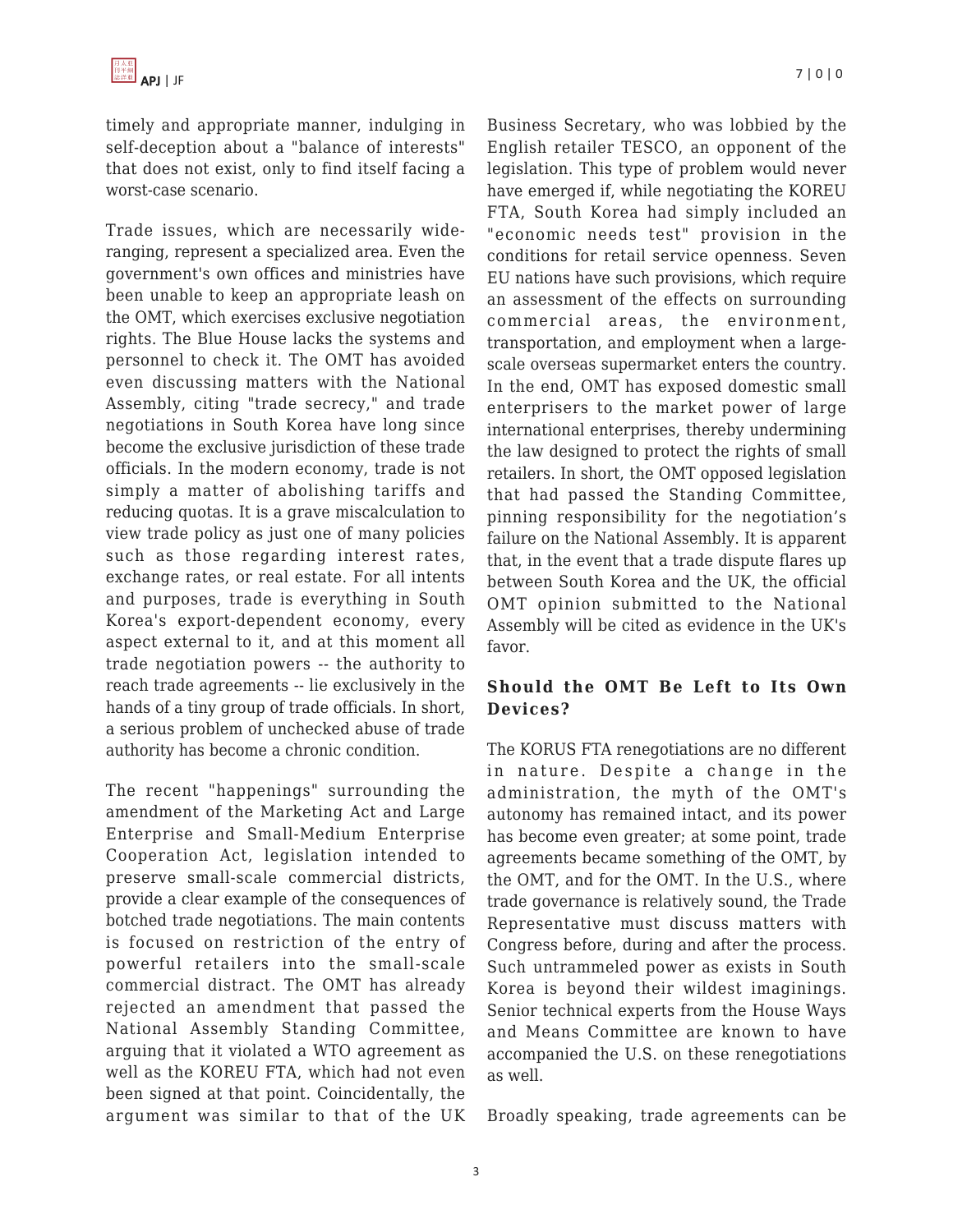timely and appropriate manner, indulging in self-deception about a "balance of interests" that does not exist, only to find itself facing a worst-case scenario.

Trade issues, which are necessarily wide-ranging, represent a specialized area. Even the government's own offices and ministries have been unable to keep an appropriate leash on the OMT, which exercises exclusive negotiation rights. The Blue House lacks the systems and personnel to check it. The OMT has avoided even discussing matters with the National Assembly, citing "trade secrecy," and trade negotiations in South Korea have long since become the exclusive jurisdiction of these trade officials. In the modern economy, trade is not simply a matter of abolishing tariffs and reducing quotas. It is a grave miscalculation to view trade policy as just one of many policies such as those regarding interest rates, exchange rates, or real estate. For all intents and purposes, trade is everything in South Korea's export-dependent economy, every aspect external to it, and at this moment all trade negotiation powers -- the authority to reach trade agreements -- lie exclusively in the hands of a tiny group of trade officials. In short, a serious problem of unchecked abuse of trade authority has become a chronic condition.

The recent "happenings" surrounding the amendment of the Marketing Act and Large Enterprise and Small-Medium Enterprise Cooperation Act, legislation intended to preserve small-scale commercial districts, provide a clear example of the consequences of botched trade negotiations. The main contents is focused on restriction of the entry of powerful retailers into the small-scale commercial distract. The OMT has already rejected an amendment that passed the National Assembly Standing Committee, arguing that it violated a WTO agreement as well as the KOREU FTA, which had not even been signed at that point. Coincidentally, the argument was similar to that of the UK Business Secretary, who was lobbied by the English retailer TESCO, an opponent of the legislation. This type of problem would never have emerged if, while negotiating the KOREU FTA, South Korea had simply included an "economic needs test" provision in the conditions for retail service openness. Seven EU nations have such provisions, which require an assessment of the effects on surrounding commercial areas, the environment, transportation, and employment when a large-scale overseas supermarket enters the country. In the end, OMT has exposed domestic small enterprisers to the market power of large international enterprises, thereby undermining the law designed to protect the rights of small retailers. In short, the OMT opposed legislation that had passed the Standing Committee, pinning responsibility for the negotiation's failure on the National Assembly. It is apparent that, in the event that a trade dispute flares up between South Korea and the UK, the official OMT opinion submitted to the National Assembly will be cited as evidence in the UK's favor.

### Should the OMT Be Left to Its Own Devices?

The KORUS FTA renegotiations are no different in nature. Despite a change in the administration, the myth of the OMT's autonomy has remained intact, and its power has become even greater; at some point, trade agreements became something of the OMT, by the OMT, and for the OMT. In the U.S., where trade governance is relatively sound, the Trade Representative must discuss matters with Congress before, during and after the process. Such untrammeled power as exists in South Korea is beyond their wildest imaginings. Senior technical experts from the House Ways and Means Committee are known to have accompanied the U.S. on these renegotiations as well.

Broadly speaking, trade agreements can be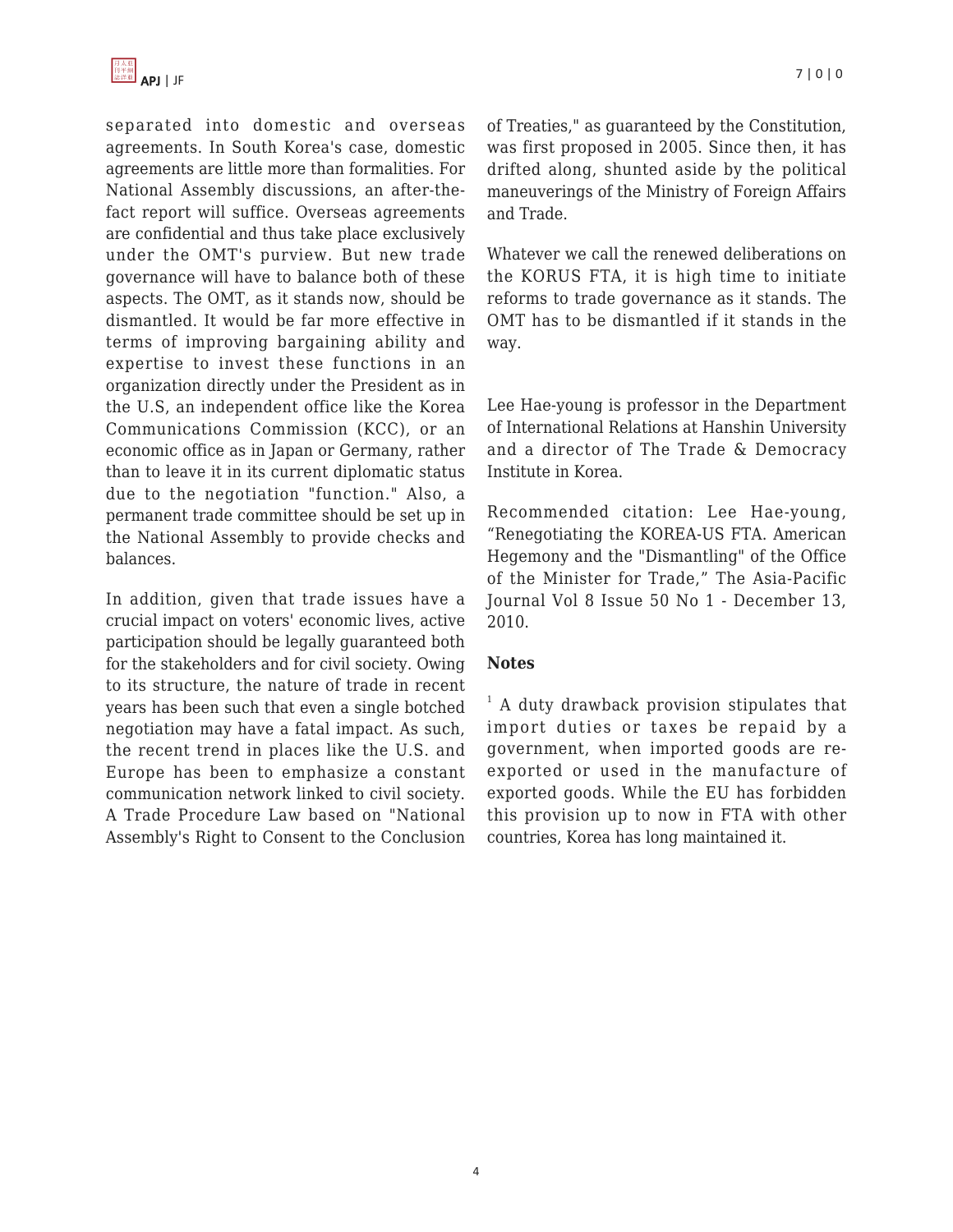separated into domestic and overseas agreements. In South Korea's case, domestic agreements are little more than formalities. For National Assembly discussions, an after-the-fact report will suffice. Overseas agreements are confidential and thus take place exclusively under the OMT's purview. But new trade governance will have to balance both of these aspects. The OMT, as it stands now, should be dismantled. It would be far more effective in terms of improving bargaining ability and expertise to invest these functions in an organization directly under the President as in the U.S, an independent office like the Korea Communications Commission (KCC), or an economic office as in Japan or Germany, rather than to leave it in its current diplomatic status due to the negotiation "function." Also, a permanent trade committee should be set up in the National Assembly to provide checks and balances.

In addition, given that trade issues have a crucial impact on voters' economic lives, active participation should be legally guaranteed both for the stakeholders and for civil society. Owing to its structure, the nature of trade in recent years has been such that even a single botched negotiation may have a fatal impact. As such, the recent trend in places like the U.S. and Europe has been to emphasize a constant communication network linked to civil society. A Trade Procedure Law based on "National Assembly's Right to Consent to the Conclusion of Treaties," as guaranteed by the Constitution, was first proposed in 2005. Since then, it has drifted along, shunted aside by the political maneuverings of the Ministry of Foreign Affairs and Trade.

Whatever we call the renewed deliberations on the KORUS FTA, it is high time to initiate reforms to trade governance as it stands. The OMT has to be dismantled if it stands in the way.

Lee Hae-young is professor in the Department of International Relations at Hanshin University and a director of The Trade & Democracy Institute in Korea.

Recommended citation: Lee Hae-young, "Renegotiating the KOREA-US FTA. American Hegemony and the "Dismantling" of the Office of the Minister for Trade," The Asia-Pacific Journal Vol 8 Issue 50 No 1 - December 13, 2010.

**Notes**

[1] A duty drawback provision stipulates that import duties or taxes be repaid by a government, when imported goods are re-exported or used in the manufacture of exported goods. While the EU has forbidden this provision up to now in FTA with other countries, Korea has long maintained it.